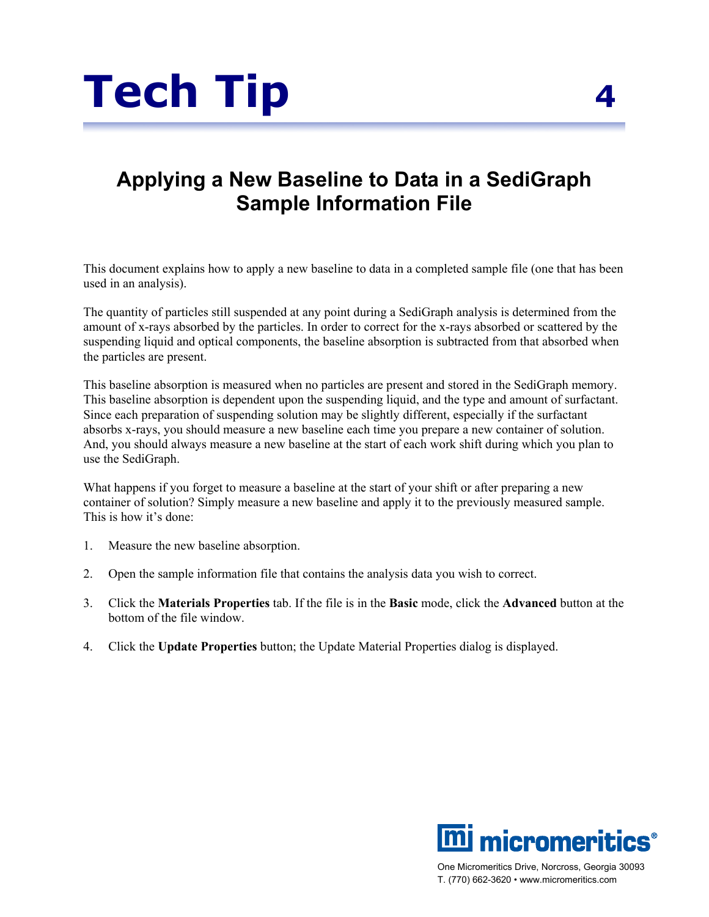# Tech Tip 4

## Applying a New Baseline to Data in a SediGraph Sample Information File

This document explains how to apply a new baseline to data in a completed sample file (one that has been used in an analysis).

The quantity of particles still suspended at any point during a SediGraph analysis is determined from the amount of x-rays absorbed by the particles. In order to correct for the x-rays absorbed or scattered by the suspending liquid and optical components, the baseline absorption is subtracted from that absorbed when the particles are present.

This baseline absorption is measured when no particles are present and stored in the SediGraph memory. This baseline absorption is dependent upon the suspending liquid, and the type and amount of surfactant. Since each preparation of suspending solution may be slightly different, especially if the surfactant absorbs x-rays, you should measure a new baseline each time you prepare a new container of solution. And, you should always measure a new baseline at the start of each work shift during which you plan to use the SediGraph.

What happens if you forget to measure a baseline at the start of your shift or after preparing a new container of solution? Simply measure a new baseline and apply it to the previously measured sample. This is how it's done:

1. Measure the new baseline absorption.

2. Open the sample information file that contains the analysis data you wish to correct.

3. Click the **Materials Properties** tab. If the file is in the **Basic** mode, click the **Advanced** button at the bottom of the file window.

4. Click the **Update Properties** button; the Update Material Properties dialog is displayed.

micromeritics®

One Micromeritics Drive, Norcross, Georgia 30093
T. (770) 662-3620 • www.micromeritics.com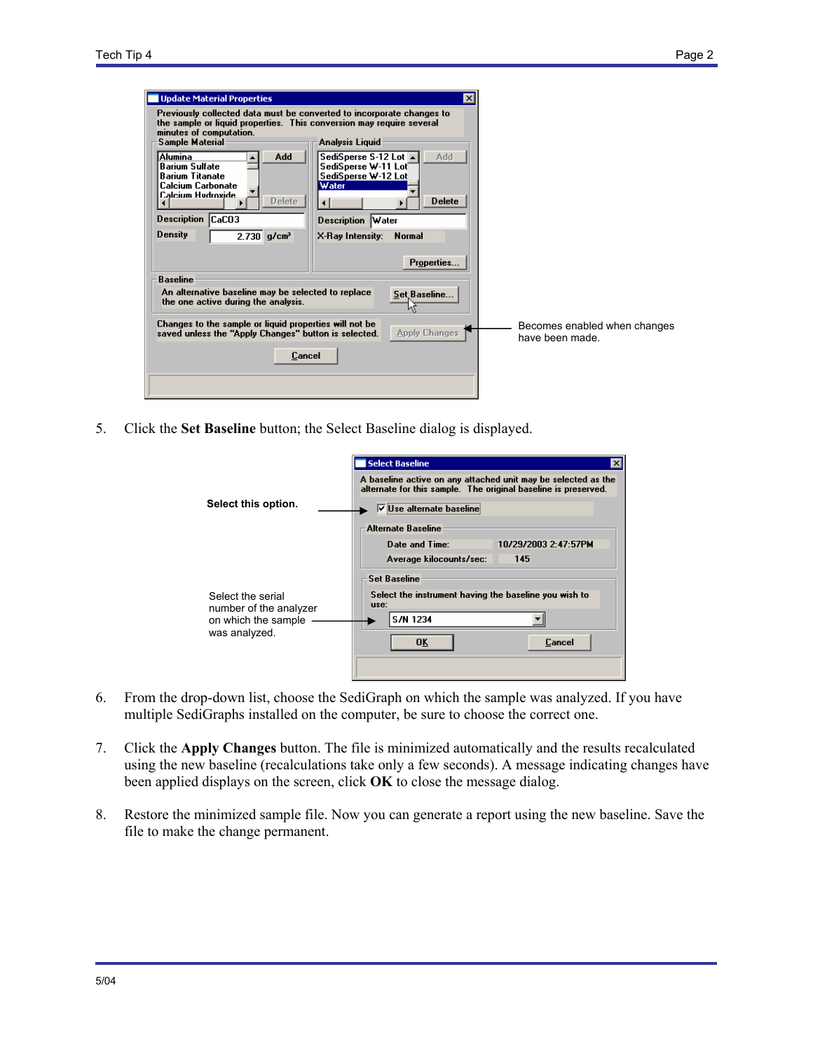Becomes enabled when changes have been made.

5. Click the **Set Baseline** button; the Select Baseline dialog is displayed.

Select this option.

Select the serial number of the analyzer on which the sample was analyzed.

6. From the drop-down list, choose the SediGraph on which the sample was analyzed. If you have multiple SediGraphs installed on the computer, be sure to choose the correct one.

7. Click the **Apply Changes** button. The file is minimized automatically and the results recalculated using the new baseline (recalculations take only a few seconds). A message indicating changes have been applied displays on the screen, click **OK** to close the message dialog.

8. Restore the minimized sample file. Now you can generate a report using the new baseline. Save the file to make the change permanent.